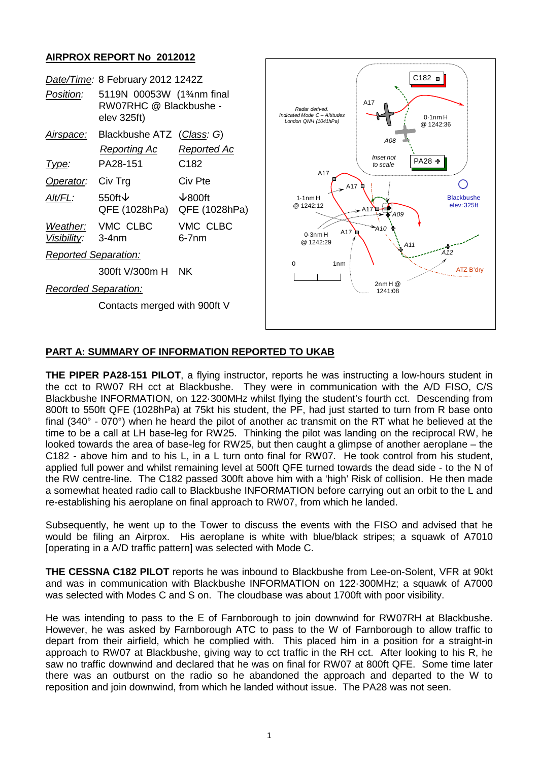## AIRPROX REPORT No 2012012

| | | |
|---|---|---|
| *Date/Time:* | 8 February 2012 1242Z | |
| *Position:* | 5119N 00053W (1¾nm final RW07RHC @ Blackbushe - elev 325ft) | |
| *Airspace:* | Blackbushe ATZ | (*Class*: G) |
| | *Reporting Ac* | *Reported Ac* |
| *Type:* | PA28-151 | C182 |
| *Operator:* | Civ Trg | Civ Pte |
| *Alt/FL:* | 550ft↓ QFE (1028hPa) | ↓800ft QFE (1028hPa) |
| *Weather:* | VMC CLBC | VMC CLBC |
| *Visibility:* | 3-4nm | 6-7nm |
| *Reported Separation:* | | |
| | 300ft V/300m H | NK |
| *Recorded Separation:* | | |
| | Contacts merged with 900ft V | |

### PART A: SUMMARY OF INFORMATION REPORTED TO UKAB

**THE PIPER PA28-151 PILOT**, reports he was instructing a low-hours student in the cct to RW07 RH cct at Blackbushe. They were in communication with the A/D FISO, C/S Blackbushe INFORMATION, on 122·300MHz whilst flying the student's fourth cct. Descending from 800ft to 550ft QFE (1028hPa) at 75kt his student, the PF, had just started to turn from R base onto final (340° - 070°) when he heard the pilot of another ac transmit on the RT what he believed at the time to be a call at LH base-leg for RW25. Thinking the pilot was landing on the reciprocal RW, he looked towards the area of base-leg for RW25, but then caught a glimpse of another aeroplane – the C182 - above him and to his L, in a L turn onto final for RW07. He took control from his student, applied full power and whilst remaining level at 500ft QFE turned towards the dead side - to the N of the RW centre-line. The C182 passed 300ft above him with a 'high' Risk of collision. He then made a somewhat heated radio call to Blackbushe INFORMATION before carrying out an orbit to the L and re-establishing his aeroplane on final approach to RW07, from which he landed.

Subsequently, he went up to the Tower to discuss the events with the FISO and advised that he would be filing an Airprox. His aeroplane is white with blue/black stripes; a squawk of A7010 [operating in a A/D traffic pattern] was selected with Mode C.

**THE CESSNA C182 PILOT** reports he was inbound to Blackbushe from Lee-on-Solent, VFR at 90kt and was in communication with Blackbushe INFORMATION on 122·300MHz; a squawk of A7000 was selected with Modes C and S on. The cloudbase was about 1700ft with poor visibility.

He was intending to pass to the E of Farnborough to join downwind for RW07RH at Blackbushe. However, he was asked by Farnborough ATC to pass to the W of Farnborough to allow traffic to depart from their airfield, which he complied with. This placed him in a position for a straight-in approach to RW07 at Blackbushe, giving way to cct traffic in the RH cct. After looking to his R, he saw no traffic downwind and declared that he was on final for RW07 at 800ft QFE. Some time later there was an outburst on the radio so he abandoned the approach and departed to the W to reposition and join downwind, from which he landed without issue. The PA28 was not seen.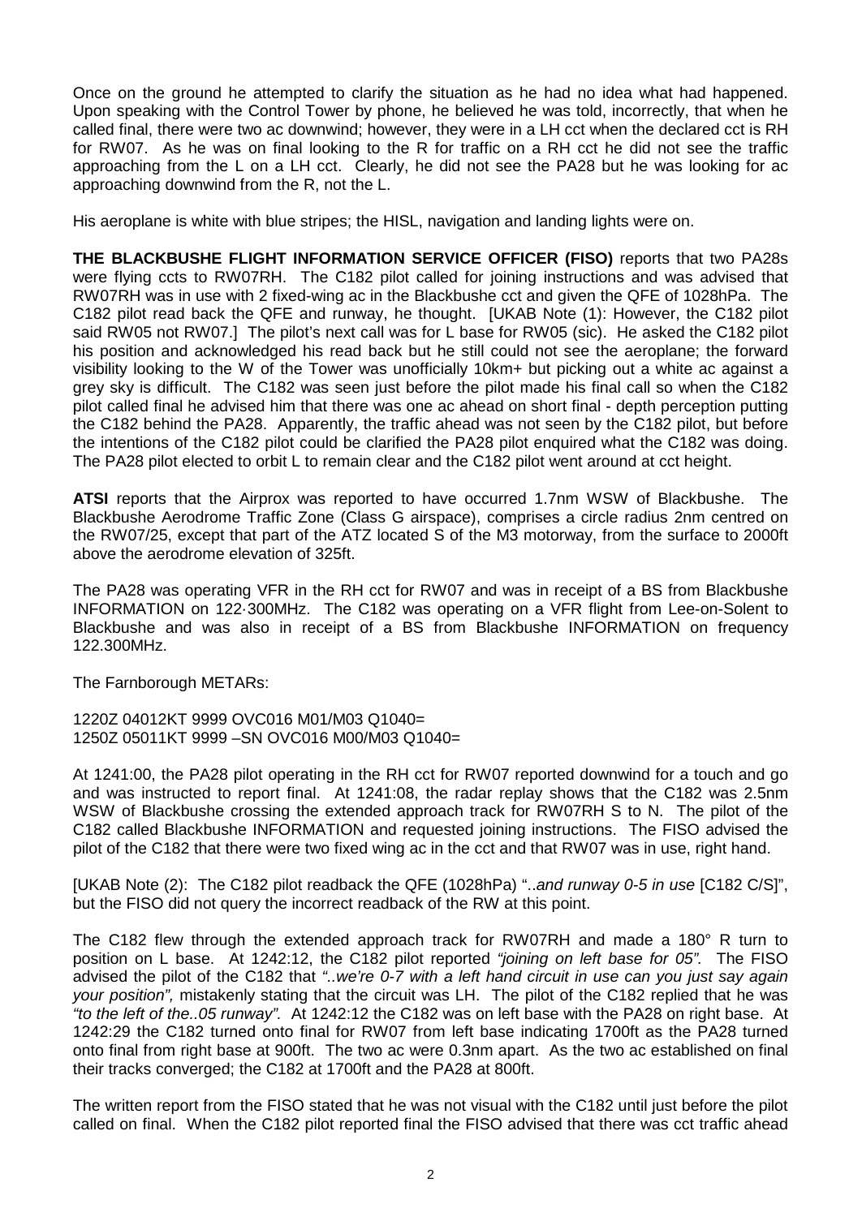Once on the ground he attempted to clarify the situation as he had no idea what had happened. Upon speaking with the Control Tower by phone, he believed he was told, incorrectly, that when he called final, there were two ac downwind; however, they were in a LH cct when the declared cct is RH for RW07. As he was on final looking to the R for traffic on a RH cct he did not see the traffic approaching from the L on a LH cct. Clearly, he did not see the PA28 but he was looking for ac approaching downwind from the R, not the L.

His aeroplane is white with blue stripes; the HISL, navigation and landing lights were on.

**THE BLACKBUSHE FLIGHT INFORMATION SERVICE OFFICER (FISO)** reports that two PA28s were flying ccts to RW07RH. The C182 pilot called for joining instructions and was advised that RW07RH was in use with 2 fixed-wing ac in the Blackbushe cct and given the QFE of 1028hPa. The C182 pilot read back the QFE and runway, he thought. [UKAB Note (1): However, the C182 pilot said RW05 not RW07.] The pilot's next call was for L base for RW05 (sic). He asked the C182 pilot his position and acknowledged his read back but he still could not see the aeroplane; the forward visibility looking to the W of the Tower was unofficially 10km+ but picking out a white ac against a grey sky is difficult. The C182 was seen just before the pilot made his final call so when the C182 pilot called final he advised him that there was one ac ahead on short final - depth perception putting the C182 behind the PA28. Apparently, the traffic ahead was not seen by the C182 pilot, but before the intentions of the C182 pilot could be clarified the PA28 pilot enquired what the C182 was doing. The PA28 pilot elected to orbit L to remain clear and the C182 pilot went around at cct height.

**ATSI** reports that the Airprox was reported to have occurred 1.7nm WSW of Blackbushe. The Blackbushe Aerodrome Traffic Zone (Class G airspace), comprises a circle radius 2nm centred on the RW07/25, except that part of the ATZ located S of the M3 motorway, from the surface to 2000ft above the aerodrome elevation of 325ft.

The PA28 was operating VFR in the RH cct for RW07 and was in receipt of a BS from Blackbushe INFORMATION on 122·300MHz. The C182 was operating on a VFR flight from Lee-on-Solent to Blackbushe and was also in receipt of a BS from Blackbushe INFORMATION on frequency 122.300MHz.

The Farnborough METARs:

1220Z 04012KT 9999 OVC016 M01/M03 Q1040=
1250Z 05011KT 9999 –SN OVC016 M00/M03 Q1040=

At 1241:00, the PA28 pilot operating in the RH cct for RW07 reported downwind for a touch and go and was instructed to report final. At 1241:08, the radar replay shows that the C182 was 2.5nm WSW of Blackbushe crossing the extended approach track for RW07RH S to N. The pilot of the C182 called Blackbushe INFORMATION and requested joining instructions. The FISO advised the pilot of the C182 that there were two fixed wing ac in the cct and that RW07 was in use, right hand.

[UKAB Note (2): The C182 pilot readback the QFE (1028hPa) "*..and runway 0-5 in use* [C182 C/S]", but the FISO did not query the incorrect readback of the RW at this point.

The C182 flew through the extended approach track for RW07RH and made a 180° R turn to position on L base. At 1242:12, the C182 pilot reported *"joining on left base for 05".* The FISO advised the pilot of the C182 that *"..we're 0-7 with a left hand circuit in use can you just say again your position",* mistakenly stating that the circuit was LH. The pilot of the C182 replied that he was *"to the left of the..05 runway".* At 1242:12 the C182 was on left base with the PA28 on right base. At 1242:29 the C182 turned onto final for RW07 from left base indicating 1700ft as the PA28 turned onto final from right base at 900ft. The two ac were 0.3nm apart. As the two ac established on final their tracks converged; the C182 at 1700ft and the PA28 at 800ft.

The written report from the FISO stated that he was not visual with the C182 until just before the pilot called on final. When the C182 pilot reported final the FISO advised that there was cct traffic ahead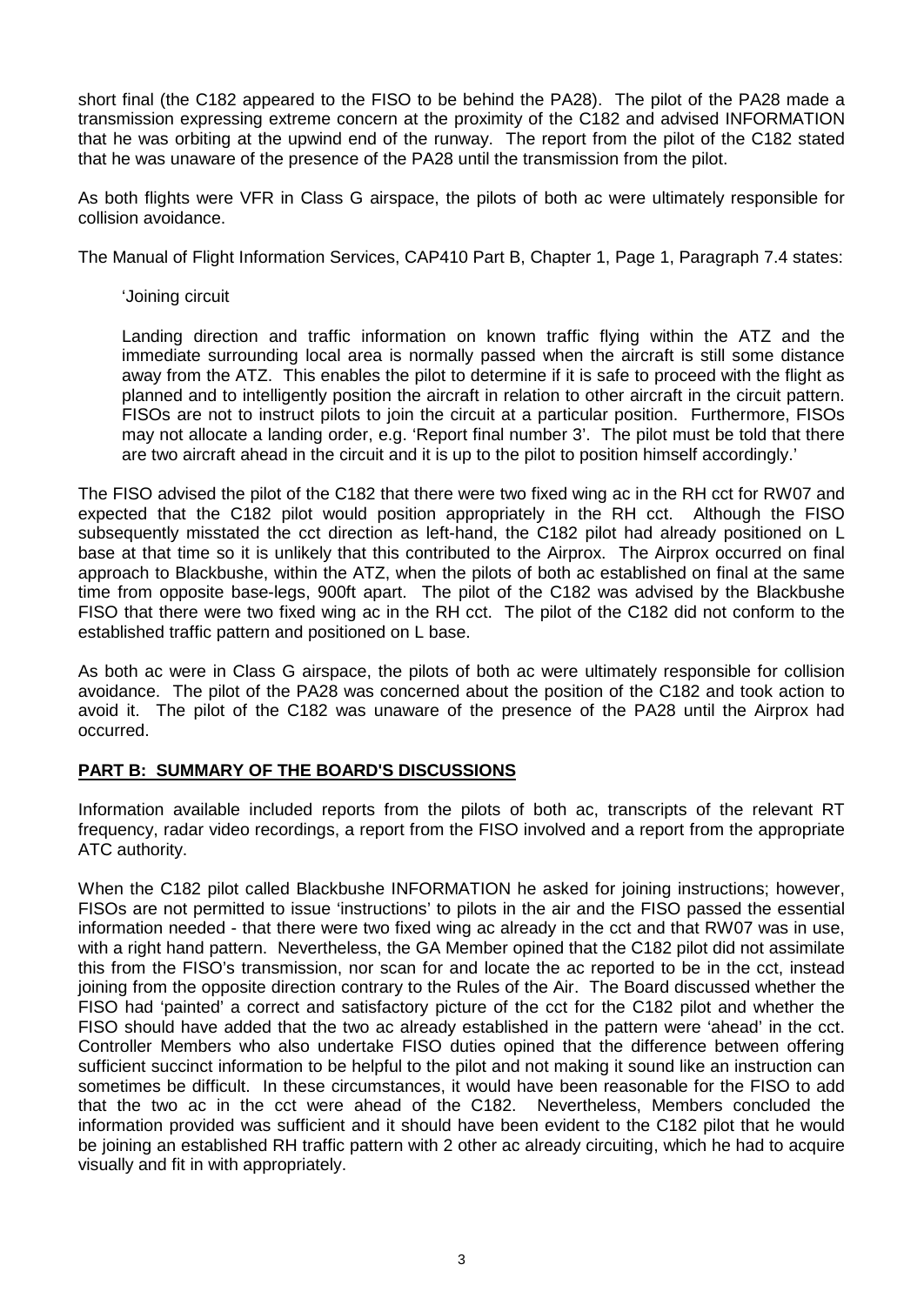short final (the C182 appeared to the FISO to be behind the PA28). The pilot of the PA28 made a transmission expressing extreme concern at the proximity of the C182 and advised INFORMATION that he was orbiting at the upwind end of the runway. The report from the pilot of the C182 stated that he was unaware of the presence of the PA28 until the transmission from the pilot.

As both flights were VFR in Class G airspace, the pilots of both ac were ultimately responsible for collision avoidance.

The Manual of Flight Information Services, CAP410 Part B, Chapter 1, Page 1, Paragraph 7.4 states:

> 'Joining circuit
>
> Landing direction and traffic information on known traffic flying within the ATZ and the immediate surrounding local area is normally passed when the aircraft is still some distance away from the ATZ. This enables the pilot to determine if it is safe to proceed with the flight as planned and to intelligently position the aircraft in relation to other aircraft in the circuit pattern. FISOs are not to instruct pilots to join the circuit at a particular position. Furthermore, FISOs may not allocate a landing order, e.g. 'Report final number 3'. The pilot must be told that there are two aircraft ahead in the circuit and it is up to the pilot to position himself accordingly.'

The FISO advised the pilot of the C182 that there were two fixed wing ac in the RH cct for RW07 and expected that the C182 pilot would position appropriately in the RH cct. Although the FISO subsequently misstated the cct direction as left-hand, the C182 pilot had already positioned on L base at that time so it is unlikely that this contributed to the Airprox. The Airprox occurred on final approach to Blackbushe, within the ATZ, when the pilots of both ac established on final at the same time from opposite base-legs, 900ft apart. The pilot of the C182 was advised by the Blackbushe FISO that there were two fixed wing ac in the RH cct. The pilot of the C182 did not conform to the established traffic pattern and positioned on L base.

As both ac were in Class G airspace, the pilots of both ac were ultimately responsible for collision avoidance. The pilot of the PA28 was concerned about the position of the C182 and took action to avoid it. The pilot of the C182 was unaware of the presence of the PA28 until the Airprox had occurred.

## PART B: SUMMARY OF THE BOARD'S DISCUSSIONS

Information available included reports from the pilots of both ac, transcripts of the relevant RT frequency, radar video recordings, a report from the FISO involved and a report from the appropriate ATC authority.

When the C182 pilot called Blackbushe INFORMATION he asked for joining instructions; however, FISOs are not permitted to issue 'instructions' to pilots in the air and the FISO passed the essential information needed - that there were two fixed wing ac already in the cct and that RW07 was in use, with a right hand pattern. Nevertheless, the GA Member opined that the C182 pilot did not assimilate this from the FISO's transmission, nor scan for and locate the ac reported to be in the cct, instead joining from the opposite direction contrary to the Rules of the Air. The Board discussed whether the FISO had 'painted' a correct and satisfactory picture of the cct for the C182 pilot and whether the FISO should have added that the two ac already established in the pattern were 'ahead' in the cct. Controller Members who also undertake FISO duties opined that the difference between offering sufficient succinct information to be helpful to the pilot and not making it sound like an instruction can sometimes be difficult. In these circumstances, it would have been reasonable for the FISO to add that the two ac in the cct were ahead of the C182. Nevertheless, Members concluded the information provided was sufficient and it should have been evident to the C182 pilot that he would be joining an established RH traffic pattern with 2 other ac already circuiting, which he had to acquire visually and fit in with appropriately.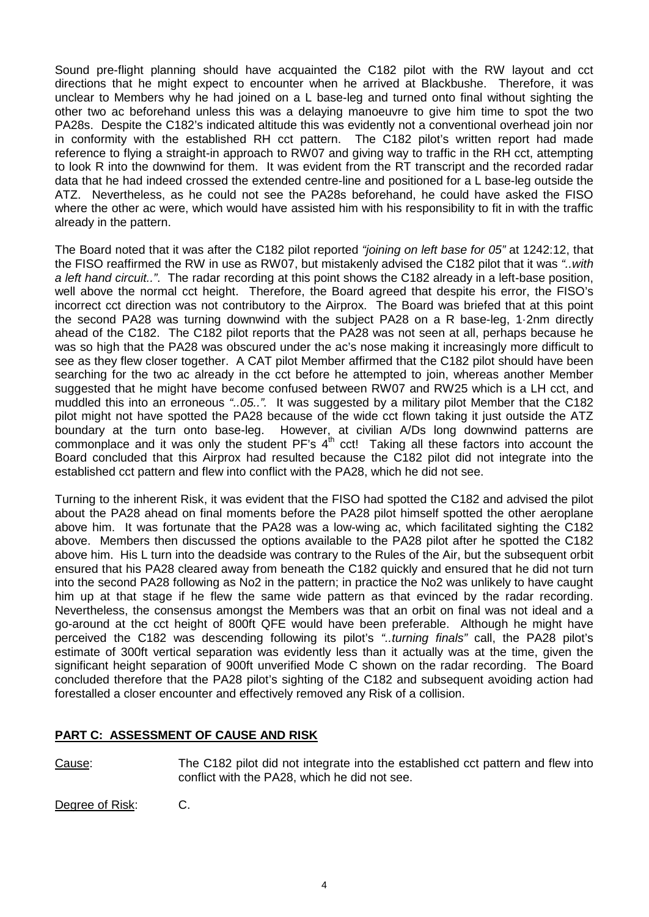Sound pre-flight planning should have acquainted the C182 pilot with the RW layout and cct directions that he might expect to encounter when he arrived at Blackbushe. Therefore, it was unclear to Members why he had joined on a L base-leg and turned onto final without sighting the other two ac beforehand unless this was a delaying manoeuvre to give him time to spot the two PA28s. Despite the C182's indicated altitude this was evidently not a conventional overhead join nor in conformity with the established RH cct pattern. The C182 pilot's written report had made reference to flying a straight-in approach to RW07 and giving way to traffic in the RH cct, attempting to look R into the downwind for them. It was evident from the RT transcript and the recorded radar data that he had indeed crossed the extended centre-line and positioned for a L base-leg outside the ATZ. Nevertheless, as he could not see the PA28s beforehand, he could have asked the FISO where the other ac were, which would have assisted him with his responsibility to fit in with the traffic already in the pattern.

The Board noted that it was after the C182 pilot reported *"joining on left base for 05"* at 1242:12, that the FISO reaffirmed the RW in use as RW07, but mistakenly advised the C182 pilot that it was *"..with a left hand circuit.."*. The radar recording at this point shows the C182 already in a left-base position, well above the normal cct height. Therefore, the Board agreed that despite his error, the FISO's incorrect cct direction was not contributory to the Airprox. The Board was briefed that at this point the second PA28 was turning downwind with the subject PA28 on a R base-leg, 1·2nm directly ahead of the C182. The C182 pilot reports that the PA28 was not seen at all, perhaps because he was so high that the PA28 was obscured under the ac's nose making it increasingly more difficult to see as they flew closer together. A CAT pilot Member affirmed that the C182 pilot should have been searching for the two ac already in the cct before he attempted to join, whereas another Member suggested that he might have become confused between RW07 and RW25 which is a LH cct, and muddled this into an erroneous *"..05..".* It was suggested by a military pilot Member that the C182 pilot might not have spotted the PA28 because of the wide cct flown taking it just outside the ATZ boundary at the turn onto base-leg. However, at civilian A/Ds long downwind patterns are commonplace and it was only the student PF's 4th cct! Taking all these factors into account the Board concluded that this Airprox had resulted because the C182 pilot did not integrate into the established cct pattern and flew into conflict with the PA28, which he did not see.

Turning to the inherent Risk, it was evident that the FISO had spotted the C182 and advised the pilot about the PA28 ahead on final moments before the PA28 pilot himself spotted the other aeroplane above him. It was fortunate that the PA28 was a low-wing ac, which facilitated sighting the C182 above. Members then discussed the options available to the PA28 pilot after he spotted the C182 above him. His L turn into the deadside was contrary to the Rules of the Air, but the subsequent orbit ensured that his PA28 cleared away from beneath the C182 quickly and ensured that he did not turn into the second PA28 following as No2 in the pattern; in practice the No2 was unlikely to have caught him up at that stage if he flew the same wide pattern as that evinced by the radar recording. Nevertheless, the consensus amongst the Members was that an orbit on final was not ideal and a go-around at the cct height of 800ft QFE would have been preferable. Although he might have perceived the C182 was descending following its pilot's *"..turning finals"* call, the PA28 pilot's estimate of 300ft vertical separation was evidently less than it actually was at the time, given the significant height separation of 900ft unverified Mode C shown on the radar recording. The Board concluded therefore that the PA28 pilot's sighting of the C182 and subsequent avoiding action had forestalled a closer encounter and effectively removed any Risk of a collision.

## PART C: ASSESSMENT OF CAUSE AND RISK

Cause: The C182 pilot did not integrate into the established cct pattern and flew into conflict with the PA28, which he did not see.

Degree of Risk: C.